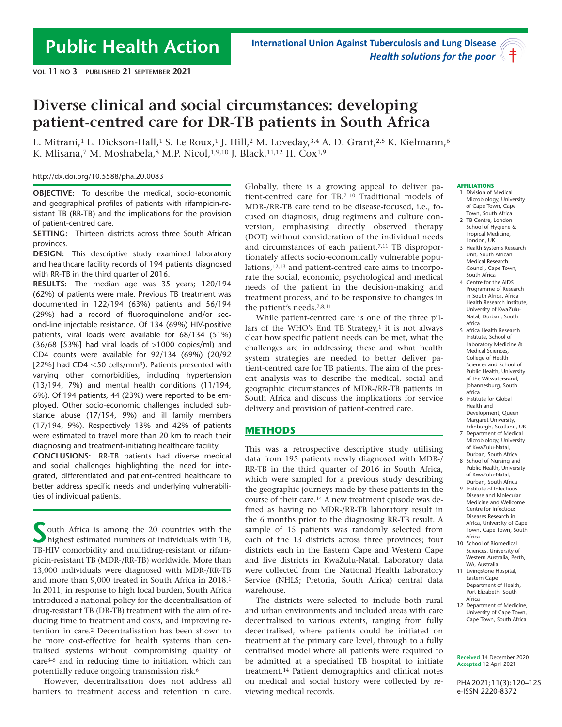# Diverse clinical and social circumstances: developing patient-centred care for DR-TB patients in South Africa

L. Mitrani,[1] L. Dickson-Hall,[1] S. Le Roux,[1] J. Hill,[2] M. Loveday,[3,4] A. D. Grant,[2,5] K. Kielmann,[6] K. Mlisana,[7] M. Moshabela,[8] M.P. Nicol,[1,9,10] J. Black,[11,12] H. Cox[1,9]

http://dx.doi.org/10.5588/pha.20.0083

**OBJECTIVE:** To describe the medical, socio-economic and geographical profiles of patients with rifampicin-resistant TB (RR-TB) and the implications for the provision of patient-centred care.

**SETTING:** Thirteen districts across three South African provinces.

**DESIGN:** This descriptive study examined laboratory and healthcare facility records of 194 patients diagnosed with RR-TB in the third quarter of 2016.

**RESULTS:** The median age was 35 years; 120/194 (62%) of patients were male. Previous TB treatment was documented in 122/194 (63%) patients and 56/194 (29%) had a record of fluoroquinolone and/or second-line injectable resistance. Of 134 (69%) HIV-positive patients, viral loads were available for 68/134 (51%) (36/68 [53%] had viral loads of >1000 copies/ml) and CD4 counts were available for 92/134 (69%) (20/92 [22%] had CD4 <50 cells/mm$^3$). Patients presented with varying other comorbidities, including hypertension (13/194, 7%) and mental health conditions (11/194, 6%). Of 194 patients, 44 (23%) were reported to be employed. Other socio-economic challenges included substance abuse (17/194, 9%) and ill family members (17/194, 9%). Respectively 13% and 42% of patients were estimated to travel more than 20 km to reach their diagnosing and treatment-initiating healthcare facility.

**CONCLUSIONS:** RR-TB patients had diverse medical and social challenges highlighting the need for integrated, differentiated and patient-centred healthcare to better address specific needs and underlying vulnerabilities of individual patients.

South Africa is among the 20 countries with the highest estimated numbers of individuals with TB, TB-HIV comorbidity and multidrug-resistant or rifampicin-resistant TB (MDR-/RR-TB) worldwide. More than 13,000 individuals were diagnosed with MDR-/RR-TB and more than 9,000 treated in South Africa in 2018.[1] In 2011, in response to high local burden, South Africa introduced a national policy for the decentralisation of drug-resistant TB (DR-TB) treatment with the aim of reducing time to treatment and costs, and improving retention in care.[2] Decentralisation has been shown to be more cost-effective for health systems than centralised systems without compromising quality of care[3–5] and in reducing time to initiation, which can potentially reduce ongoing transmission risk.[6]

However, decentralisation does not address all barriers to treatment access and retention in care. Globally, there is a growing appeal to deliver patient-centred care for TB.[7–10] Traditional models of MDR-/RR-TB care tend to be disease-focused, i.e., focused on diagnosis, drug regimens and culture conversion, emphasising directly observed therapy (DOT) without consideration of the individual needs and circumstances of each patient.[7,11] TB disproportionately affects socio-economically vulnerable populations,[12,13] and patient-centred care aims to incorporate the social, economic, psychological and medical needs of the patient in the decision-making and treatment process, and to be responsive to changes in the patient's needs.[7,8,11]

While patient-centred care is one of the three pillars of the WHO's End TB Strategy,[1] it is not always clear how specific patient needs can be met, what the challenges are in addressing these and what health system strategies are needed to better deliver patient-centred care for TB patients. The aim of the present analysis was to describe the medical, social and geographic circumstances of MDR-/RR-TB patients in South Africa and discuss the implications for service delivery and provision of patient-centred care.

## METHODS

This was a retrospective descriptive study utilising data from 195 patients newly diagnosed with MDR-/RR-TB in the third quarter of 2016 in South Africa, which were sampled for a previous study describing the geographic journeys made by these patients in the course of their care.[14] A new treatment episode was defined as having no MDR-/RR-TB laboratory result in the 6 months prior to the diagnosing RR-TB result. A sample of 15 patients was randomly selected from each of the 13 districts across three provinces; four districts each in the Eastern Cape and Western Cape and five districts in KwaZulu-Natal. Laboratory data were collected from the National Health Laboratory Service (NHLS; Pretoria, South Africa) central data warehouse.

The districts were selected to include both rural and urban environments and included areas with care decentralised to various extents, ranging from fully decentralised, where patients could be initiated on treatment at the primary care level, through to a fully centralised model where all patients were required to be admitted at a specialised TB hospital to initiate treatment.[14] Patient demographics and clinical notes on medical and social history were collected by reviewing medical records.

**AFFILIATIONS**

1. Division of Medical Microbiology, University of Cape Town, Cape Town, South Africa
2. TB Centre, London School of Hygiene & Tropical Medicine, London, UK
3. Health Systems Research Unit, South African Medical Research Council, Cape Town, South Africa
4. Centre for the AIDS Programme of Research in South Africa, Africa Health Research Institute, University of KwaZulu-Natal, Durban, South Africa
5. Africa Health Research Institute, School of Laboratory Medicine & Medical Sciences, College of Health Sciences and School of Public Health, University of the Witwatersrand, Johannesburg, South Africa
6. Institute for Global Health and Development, Queen Margaret University, Edinburgh, Scotland, UK
7. Department of Medical Microbiology, University of KwaZulu-Natal, Durban, South Africa
8. School of Nursing and Public Health, University of KwaZulu-Natal, Durban, South Africa
9. Institute of Infectious Disease and Molecular Medicine and Wellcome Centre for Infectious Diseases Research in Africa, University of Cape Town, Cape Town, South Africa
10. School of Biomedical Sciences, University of Western Australia, Perth, WA, Australia
11. Livingstone Hospital, Eastern Cape Department of Health, Port Elizabeth, South Africa
12. Department of Medicine, University of Cape Town, Cape Town, South Africa

**Received** 14 December 2020
**Accepted** 12 April 2021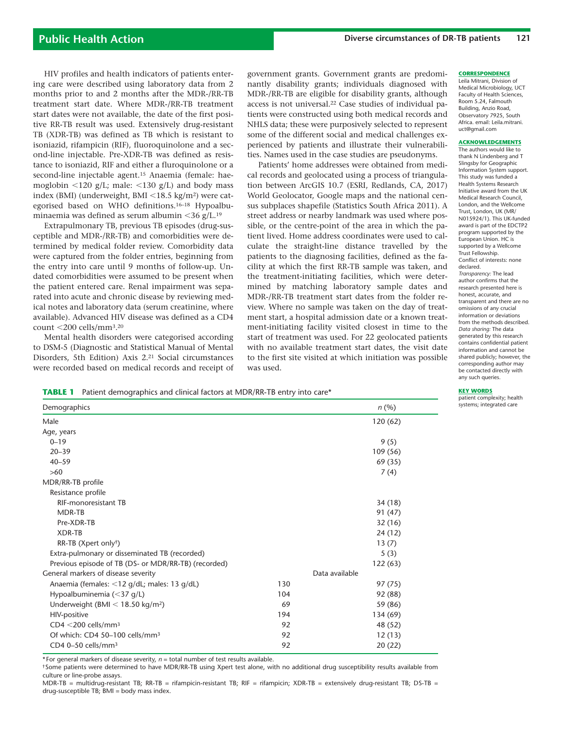HIV profiles and health indicators of patients entering care were described using laboratory data from 2 months prior to and 2 months after the MDR-/RR-TB treatment start date. Where MDR-/RR-TB treatment start dates were not available, the date of the first positive RR-TB result was used. Extensively drug-resistant TB (XDR-TB) was defined as TB which is resistant to isoniazid, rifampicin (RIF), fluoroquinolone and a second-line injectable. Pre-XDR-TB was defined as resistance to isoniazid, RIF and either a fluroquinolone or a second-line injectable agent.[15] Anaemia (female: haemoglobin <120 g/L; male: <130 g/L) and body mass index (BMI) (underweight, BMI <18.5 kg/m²) were categorised based on WHO definitions.[16–18] Hypoalbuminaemia was defined as serum albumin <36 g/L.[19]

Extrapulmonary TB, previous TB episodes (drug-susceptible and MDR-/RR-TB) and comorbidities were determined by medical folder review. Comorbidity data were captured from the folder entries, beginning from the entry into care until 9 months of follow-up. Undated comorbidities were assumed to be present when the patient entered care. Renal impairment was separated into acute and chronic disease by reviewing medical notes and laboratory data (serum creatinine, where available). Advanced HIV disease was defined as a CD4 count <200 cells/mm³.[20]

Mental health disorders were categorised according to DSM-5 (Diagnostic and Statistical Manual of Mental Disorders, 5th Edition) Axis 2.[21] Social circumstances were recorded based on medical records and receipt of government grants. Government grants are predominantly disability grants; individuals diagnosed with MDR-/RR-TB are eligible for disability grants, although access is not universal.[22] Case studies of individual patients were constructed using both medical records and NHLS data; these were purposively selected to represent some of the different social and medical challenges experienced by patients and illustrate their vulnerabilities. Names used in the case studies are pseudonyms.

Patients' home addresses were obtained from medical records and geolocated using a process of triangulation between ArcGIS 10.7 (ESRI, Redlands, CA, 2017) World Geolocator, Google maps and the national census subplaces shapefile (Statistics South Africa 2011). A street address or nearby landmark was used where possible, or the centre-point of the area in which the patient lived. Home address coordinates were used to calculate the straight-line distance travelled by the patients to the diagnosing facilities, defined as the facility at which the first RR-TB sample was taken, and the treatment-initiating facilities, which were determined by matching laboratory sample dates and MDR-/RR-TB treatment start dates from the folder review. Where no sample was taken on the day of treatment start, a hospital admission date or a known treatment-initiating facility visited closest in time to the start of treatment was used. For 22 geolocated patients with no available treatment start dates, the visit date to the first site visited at which initiation was possible was used.

**CORRESPONDENCE**
Leila Mitrani, Division of Medical Microbiology, UCT Faculty of Health Sciences, Room 5.24, Falmouth Building, Anzio Road, Observatory 7925, South Africa. email: Leila.mitrani.uct@gmail.com

**ACKNOWLEDGEMENTS**
The authors would like to thank N Lindenberg and T Slingsby for Geographic Information System support. This study was funded a Health Systems Research Initiative award from the UK Medical Research Council, London, and the Wellcome Trust, London, UK (MR/N015924/1). This UK-funded award is part of the EDCTP2 program supported by the European Union. HC is supported by a Wellcome Trust Fellowship.
Conflict of interests: none declared.
*Transparency:* The lead author confirms that the research presented here is honest, accurate, and transparent and there are no omissions of any crucial information or deviations from the methods described.
*Data sharing:* The data generated by this research contains confidential patient information and cannot be shared publicly; however, the corresponding author may be contacted directly with any such queries.

**KEY WORDS**
patient complexity; health systems; integrated care

**TABLE 1** Patient demographics and clinical factors at MDR/RR-TB entry into care*

| Demographics | | *n* (%) |
|---|---|---|
| Male | | 120 (62) |
| Age, years | | |
| 0–19 | | 9 (5) |
| 20–39 | | 109 (56) |
| 40–59 | | 69 (35) |
| >60 | | 7 (4) |
| MDR/RR-TB profile | | |
| Resistance profile | | |
| RIF-monoresistant TB | | 34 (18) |
| MDR-TB | | 91 (47) |
| Pre-XDR-TB | | 32 (16) |
| XDR-TB | | 24 (12) |
| RR-TB (Xpert only†) | | 13 (7) |
| Extra-pulmonary or disseminated TB (recorded) | | 5 (3) |
| Previous episode of TB (DS- or MDR/RR-TB) (recorded) | | 122 (63) |
| General markers of disease severity | Data available | |
| Anaemia (females: <12 g/dL; males: 13 g/dL) | 130 | 97 (75) |
| Hypoalbuminemia (<37 g/L) | 104 | 92 (88) |
| Underweight (BMI < 18.50 kg/m²) | 69 | 59 (86) |
| HIV-positive | 194 | 134 (69) |
| CD4 <200 cells/mm³ | 92 | 48 (52) |
| Of which: CD4 50–100 cells/mm³ | 92 | 12 (13) |
| CD4 0–50 cells/mm³ | 92 | 20 (22) |

\* For general markers of disease severity, *n* = total number of test results available.
† Some patients were determined to have MDR/RR-TB using Xpert test alone, with no additional drug susceptibility results available from culture or line-probe assays.
MDR-TB = multidrug-resistant TB; RR-TB = rifampicin-resistant TB; RIF = rifampicin; XDR-TB = extensively drug-resistant TB; DS-TB = drug-susceptible TB; BMI = body mass index.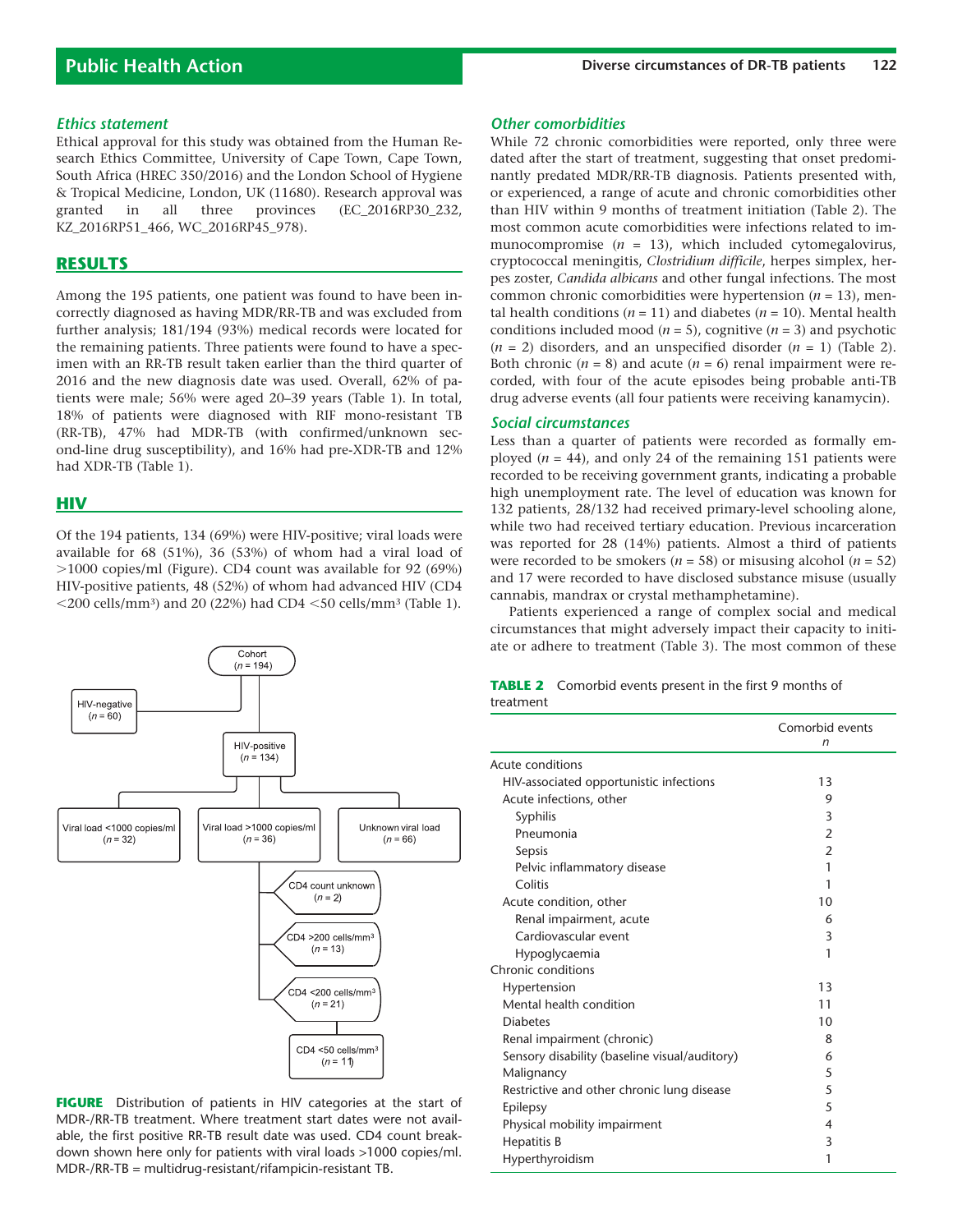### *Ethics statement*

Ethical approval for this study was obtained from the Human Research Ethics Committee, University of Cape Town, Cape Town, South Africa (HREC 350/2016) and the London School of Hygiene & Tropical Medicine, London, UK (11680). Research approval was granted in all three provinces (EC_2016RP30_232, KZ_2016RP51_466, WC_2016RP45_978).

## RESULTS

Among the 195 patients, one patient was found to have been incorrectly diagnosed as having MDR/RR-TB and was excluded from further analysis; 181/194 (93%) medical records were located for the remaining patients. Three patients were found to have a specimen with an RR-TB result taken earlier than the third quarter of 2016 and the new diagnosis date was used. Overall, 62% of patients were male; 56% were aged 20–39 years (Table 1). In total, 18% of patients were diagnosed with RIF mono-resistant TB (RR-TB), 47% had MDR-TB (with confirmed/unknown second-line drug susceptibility), and 16% had pre-XDR-TB and 12% had XDR-TB (Table 1).

## HIV

Of the 194 patients, 134 (69%) were HIV-positive; viral loads were available for 68 (51%), 36 (53%) of whom had a viral load of >1000 copies/ml (Figure). CD4 count was available for 92 (69%) HIV-positive patients, 48 (52%) of whom had advanced HIV (CD4 <200 cells/mm³) and 20 (22%) had CD4 <50 cells/mm³ (Table 1).

Cohort ($n$ = 194)
- HIV-negative ($n$ = 60)
- HIV-positive ($n$ = 134)
  - Viral load <1000 copies/ml ($n$ = 32)
  - Viral load >1000 copies/ml ($n$ = 36)
    - CD4 count unknown ($n$ = 2)
    - CD4 >200 cells/mm³ ($n$ = 13)
    - CD4 <200 cells/mm³ ($n$ = 21)
      - CD4 <50 cells/mm³ ($n$ = 11)
  - Unknown viral load ($n$ = 66)

**FIGURE** Distribution of patients in HIV categories at the start of MDR-/RR-TB treatment. Where treatment start dates were not available, the first positive RR-TB result date was used. CD4 count breakdown shown here only for patients with viral loads >1000 copies/ml. MDR-/RR-TB = multidrug-resistant/rifampicin-resistant TB.

### *Other comorbidities*

While 72 chronic comorbidities were reported, only three were dated after the start of treatment, suggesting that onset predominantly predated MDR/RR-TB diagnosis. Patients presented with, or experienced, a range of acute and chronic comorbidities other than HIV within 9 months of treatment initiation (Table 2). The most common acute comorbidities were infections related to immunocompromise ($n$ = 13), which included cytomegalovirus, cryptococcal meningitis, *Clostridium difficile*, herpes simplex, herpes zoster, *Candida albicans* and other fungal infections. The most common chronic comorbidities were hypertension ($n$ = 13), mental health conditions ($n$ = 11) and diabetes ($n$ = 10). Mental health conditions included mood ($n$ = 5), cognitive ($n$ = 3) and psychotic ($n$ = 2) disorders, and an unspecified disorder ($n$ = 1) (Table 2). Both chronic ($n$ = 8) and acute ($n$ = 6) renal impairment were recorded, with four of the acute episodes being probable anti-TB drug adverse events (all four patients were receiving kanamycin).

### *Social circumstances*

Less than a quarter of patients were recorded as formally employed ($n$ = 44), and only 24 of the remaining 151 patients were recorded to be receiving government grants, indicating a probable high unemployment rate. The level of education was known for 132 patients, 28/132 had received primary-level schooling alone, while two had received tertiary education. Previous incarceration was reported for 28 (14%) patients. Almost a third of patients were recorded to be smokers ($n$ = 58) or misusing alcohol ($n$ = 52) and 17 were recorded to have disclosed substance misuse (usually cannabis, mandrax or crystal methamphetamine).

Patients experienced a range of complex social and medical circumstances that might adversely impact their capacity to initiate or adhere to treatment (Table 3). The most common of these

**TABLE 2** Comorbid events present in the first 9 months of treatment

| | Comorbid events $n$ |
|---|---|
| Acute conditions | |
| HIV-associated opportunistic infections | 13 |
| Acute infections, other | 9 |
| Syphilis | 3 |
| Pneumonia | 2 |
| Sepsis | 2 |
| Pelvic inflammatory disease | 1 |
| Colitis | 1 |
| Acute condition, other | 10 |
| Renal impairment, acute | 6 |
| Cardiovascular event | 3 |
| Hypoglycaemia | 1 |
| Chronic conditions | |
| Hypertension | 13 |
| Mental health condition | 11 |
| Diabetes | 10 |
| Renal impairment (chronic) | 8 |
| Sensory disability (baseline visual/auditory) | 6 |
| Malignancy | 5 |
| Restrictive and other chronic lung disease | 5 |
| Epilepsy | 5 |
| Physical mobility impairment | 4 |
| Hepatitis B | 3 |
| Hyperthyroidism | 1 |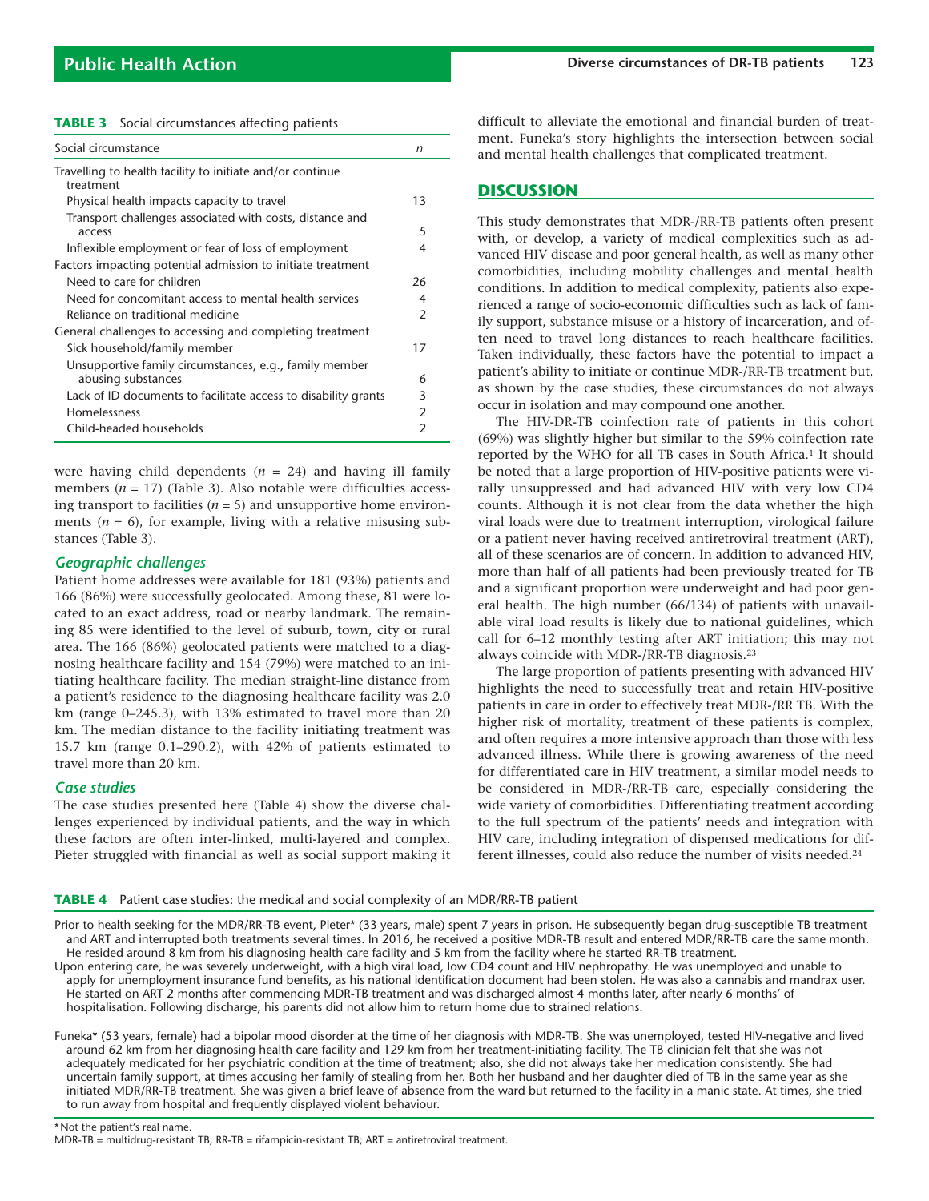**TABLE 3** Social circumstances affecting patients

| Social circumstance | n |
|---|---|
| Travelling to health facility to initiate and/or continue treatment | |
| Physical health impacts capacity to travel | 13 |
| Transport challenges associated with costs, distance and access | 5 |
| Inflexible employment or fear of loss of employment | 4 |
| Factors impacting potential admission to initiate treatment | |
| Need to care for children | 26 |
| Need for concomitant access to mental health services | 4 |
| Reliance on traditional medicine | 2 |
| General challenges to accessing and completing treatment | |
| Sick household/family member | 17 |
| Unsupportive family circumstances, e.g., family member abusing substances | 6 |
| Lack of ID documents to facilitate access to disability grants | 3 |
| Homelessness | 2 |
| Child-headed households | 2 |

were having child dependents ($n = 24$) and having ill family members ($n = 17$) (Table 3). Also notable were difficulties accessing transport to facilities ($n = 5$) and unsupportive home environments ($n = 6$), for example, living with a relative misusing substances (Table 3).

### *Geographic challenges*

Patient home addresses were available for 181 (93%) patients and 166 (86%) were successfully geolocated. Among these, 81 were located to an exact address, road or nearby landmark. The remaining 85 were identified to the level of suburb, town, city or rural area. The 166 (86%) geolocated patients were matched to a diagnosing healthcare facility and 154 (79%) were matched to an initiating healthcare facility. The median straight-line distance from a patient's residence to the diagnosing healthcare facility was 2.0 km (range 0–245.3), with 13% estimated to travel more than 20 km. The median distance to the facility initiating treatment was 15.7 km (range 0.1–290.2), with 42% of patients estimated to travel more than 20 km.

### *Case studies*

The case studies presented here (Table 4) show the diverse challenges experienced by individual patients, and the way in which these factors are often inter-linked, multi-layered and complex. Pieter struggled with financial as well as social support making it difficult to alleviate the emotional and financial burden of treatment. Funeka's story highlights the intersection between social and mental health challenges that complicated treatment.

## DISCUSSION

This study demonstrates that MDR-/RR-TB patients often present with, or develop, a variety of medical complexities such as advanced HIV disease and poor general health, as well as many other comorbidities, including mobility challenges and mental health conditions. In addition to medical complexity, patients also experienced a range of socio-economic difficulties such as lack of family support, substance misuse or a history of incarceration, and often need to travel long distances to reach healthcare facilities. Taken individually, these factors have the potential to impact a patient's ability to initiate or continue MDR-/RR-TB treatment but, as shown by the case studies, these circumstances do not always occur in isolation and may compound one another.

The HIV-DR-TB coinfection rate of patients in this cohort (69%) was slightly higher but similar to the 59% coinfection rate reported by the WHO for all TB cases in South Africa.[1] It should be noted that a large proportion of HIV-positive patients were virally unsuppressed and had advanced HIV with very low CD4 counts. Although it is not clear from the data whether the high viral loads were due to treatment interruption, virological failure or a patient never having received antiretroviral treatment (ART), all of these scenarios are of concern. In addition to advanced HIV, more than half of all patients had been previously treated for TB and a significant proportion were underweight and had poor general health. The high number (66/134) of patients with unavailable viral load results is likely due to national guidelines, which call for 6–12 monthly testing after ART initiation; this may not always coincide with MDR-/RR-TB diagnosis.[23]

The large proportion of patients presenting with advanced HIV highlights the need to successfully treat and retain HIV-positive patients in care in order to effectively treat MDR-/RR TB. With the higher risk of mortality, treatment of these patients is complex, and often requires a more intensive approach than those with less advanced illness. While there is growing awareness of the need for differentiated care in HIV treatment, a similar model needs to be considered in MDR-/RR-TB care, especially considering the wide variety of comorbidities. Differentiating treatment according to the full spectrum of the patients' needs and integration with HIV care, including integration of dispensed medications for different illnesses, could also reduce the number of visits needed.[24]

**TABLE 4** Patient case studies: the medical and social complexity of an MDR/RR-TB patient

Prior to health seeking for the MDR/RR-TB event, Pieter* (33 years, male) spent 7 years in prison. He subsequently began drug-susceptible TB treatment and ART and interrupted both treatments several times. In 2016, he received a positive MDR-TB result and entered MDR/RR-TB care the same month. He resided around 8 km from his diagnosing health care facility and 5 km from the facility where he started RR-TB treatment.
Upon entering care, he was severely underweight, with a high viral load, low CD4 count and HIV nephropathy. He was unemployed and unable to apply for unemployment insurance fund benefits, as his national identification document had been stolen. He was also a cannabis and mandrax user. He started on ART 2 months after commencing MDR-TB treatment and was discharged almost 4 months later, after nearly 6 months' of hospitalisation. Following discharge, his parents did not allow him to return home due to strained relations.

Funeka* (53 years, female) had a bipolar mood disorder at the time of her diagnosis with MDR-TB. She was unemployed, tested HIV-negative and lived around 62 km from her diagnosing health care facility and 129 km from her treatment-initiating facility. The TB clinician felt that she was not adequately medicated for her psychiatric condition at the time of treatment; also, she did not always take her medication consistently. She had uncertain family support, at times accusing her family of stealing from her. Both her husband and her daughter died of TB in the same year as she initiated MDR/RR-TB treatment. She was given a brief leave of absence from the ward but returned to the facility in a manic state. At times, she tried to run away from hospital and frequently displayed violent behaviour.

*Not the patient's real name.
MDR-TB = multidrug-resistant TB; RR-TB = rifampicin-resistant TB; ART = antiretroviral treatment.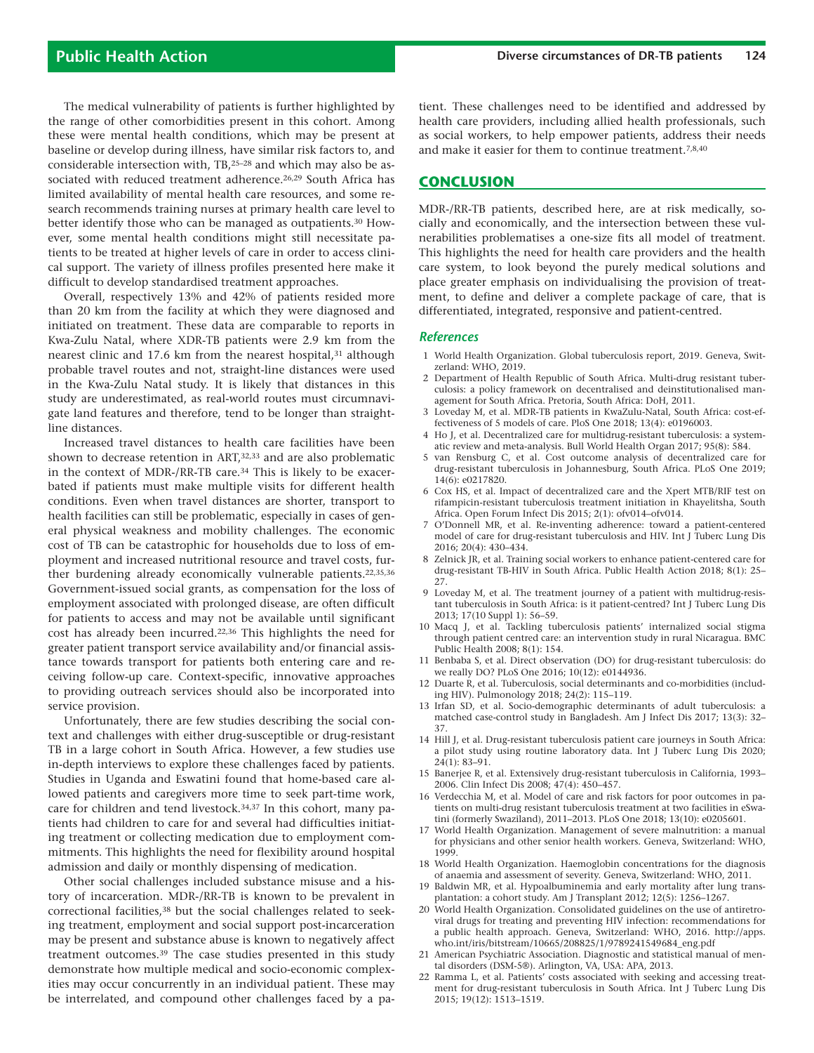The medical vulnerability of patients is further highlighted by the range of other comorbidities present in this cohort. Among these were mental health conditions, which may be present at baseline or develop during illness, have similar risk factors to, and considerable intersection with, TB,[25–28] and which may also be associated with reduced treatment adherence.[26,29] South Africa has limited availability of mental health care resources, and some research recommends training nurses at primary health care level to better identify those who can be managed as outpatients.[30] However, some mental health conditions might still necessitate patients to be treated at higher levels of care in order to access clinical support. The variety of illness profiles presented here make it difficult to develop standardised treatment approaches.

Overall, respectively 13% and 42% of patients resided more than 20 km from the facility at which they were diagnosed and initiated on treatment. These data are comparable to reports in Kwa-Zulu Natal, where XDR-TB patients were 2.9 km from the nearest clinic and 17.6 km from the nearest hospital,[31] although probable travel routes and not, straight-line distances were used in the Kwa-Zulu Natal study. It is likely that distances in this study are underestimated, as real-world routes must circumnavigate land features and therefore, tend to be longer than straight-line distances.

Increased travel distances to health care facilities have been shown to decrease retention in ART,[32,33] and are also problematic in the context of MDR-/RR-TB care.[34] This is likely to be exacerbated if patients must make multiple visits for different health conditions. Even when travel distances are shorter, transport to health facilities can still be problematic, especially in cases of general physical weakness and mobility challenges. The economic cost of TB can be catastrophic for households due to loss of employment and increased nutritional resource and travel costs, further burdening already economically vulnerable patients.[22,35,36] Government-issued social grants, as compensation for the loss of employment associated with prolonged disease, are often difficult for patients to access and may not be available until significant cost has already been incurred.[22,36] This highlights the need for greater patient transport service availability and/or financial assistance towards transport for patients both entering care and receiving follow-up care. Context-specific, innovative approaches to providing outreach services should also be incorporated into service provision.

Unfortunately, there are few studies describing the social context and challenges with either drug-susceptible or drug-resistant TB in a large cohort in South Africa. However, a few studies use in-depth interviews to explore these challenges faced by patients. Studies in Uganda and Eswatini found that home-based care allowed patients and caregivers more time to seek part-time work, care for children and tend livestock.[34,37] In this cohort, many patients had children to care for and several had difficulties initiating treatment or collecting medication due to employment commitments. This highlights the need for flexibility around hospital admission and daily or monthly dispensing of medication.

Other social challenges included substance misuse and a history of incarceration. MDR-/RR-TB is known to be prevalent in correctional facilities,[38] but the social challenges related to seeking treatment, employment and social support post-incarceration may be present and substance abuse is known to negatively affect treatment outcomes.[39] The case studies presented in this study demonstrate how multiple medical and socio-economic complexities may occur concurrently in an individual patient. These may be interrelated, and compound other challenges faced by a patient. These challenges need to be identified and addressed by health care providers, including allied health professionals, such as social workers, to help empower patients, address their needs and make it easier for them to continue treatment.[7,8,40]

## CONCLUSION

MDR-/RR-TB patients, described here, are at risk medically, socially and economically, and the intersection between these vulnerabilities problematises a one-size fits all model of treatment. This highlights the need for health care providers and the health care system, to look beyond the purely medical solutions and place greater emphasis on individualising the provision of treatment, to define and deliver a complete package of care, that is differentiated, integrated, responsive and patient-centred.

### *References*

1 World Health Organization. Global tuberculosis report, 2019. Geneva, Switzerland: WHO, 2019.
2 Department of Health Republic of South Africa. Multi-drug resistant tuberculosis: a policy framework on decentralised and deinstitutionalised management for South Africa. Pretoria, South Africa: DoH, 2011.
3 Loveday M, et al. MDR-TB patients in KwaZulu-Natal, South Africa: cost-effectiveness of 5 models of care. PloS One 2018; 13(4): e0196003.
4 Ho J, et al. Decentralized care for multidrug-resistant tuberculosis: a systematic review and meta-analysis. Bull World Health Organ 2017; 95(8): 584.
5 van Rensburg C, et al. Cost outcome analysis of decentralized care for drug-resistant tuberculosis in Johannesburg, South Africa. PLoS One 2019; 14(6): e0217820.
6 Cox HS, et al. Impact of decentralized care and the Xpert MTB/RIF test on rifampicin-resistant tuberculosis treatment initiation in Khayelitsha, South Africa. Open Forum Infect Dis 2015; 2(1): ofv014–ofv014.
7 O'Donnell MR, et al. Re-inventing adherence: toward a patient-centered model of care for drug-resistant tuberculosis and HIV. Int J Tuberc Lung Dis 2016; 20(4): 430–434.
8 Zelnick JR, et al. Training social workers to enhance patient-centered care for drug-resistant TB-HIV in South Africa. Public Health Action 2018; 8(1): 25–27.
9 Loveday M, et al. The treatment journey of a patient with multidrug-resistant tuberculosis in South Africa: is it patient-centred? Int J Tuberc Lung Dis 2013; 17(10 Suppl 1): 56–59.
10 Macq J, et al. Tackling tuberculosis patients' internalized social stigma through patient centred care: an intervention study in rural Nicaragua. BMC Public Health 2008; 8(1): 154.
11 Benbaba S, et al. Direct observation (DO) for drug-resistant tuberculosis: do we really DO? PLoS One 2016; 10(12): e0144936.
12 Duarte R, et al. Tuberculosis, social determinants and co-morbidities (including HIV). Pulmonology 2018; 24(2): 115–119.
13 Irfan SD, et al. Socio-demographic determinants of adult tuberculosis: a matched case-control study in Bangladesh. Am J Infect Dis 2017; 13(3): 32–37.
14 Hill J, et al. Drug-resistant tuberculosis patient care journeys in South Africa: a pilot study using routine laboratory data. Int J Tuberc Lung Dis 2020; 24(1): 83–91.
15 Banerjee R, et al. Extensively drug-resistant tuberculosis in California, 1993–2006. Clin Infect Dis 2008; 47(4): 450–457.
16 Verdecchia M, et al. Model of care and risk factors for poor outcomes in patients on multi-drug resistant tuberculosis treatment at two facilities in eSwatini (formerly Swaziland), 2011–2013. PLoS One 2018; 13(10): e0205601.
17 World Health Organization. Management of severe malnutrition: a manual for physicians and other senior health workers. Geneva, Switzerland: WHO, 1999.
18 World Health Organization. Haemoglobin concentrations for the diagnosis of anaemia and assessment of severity. Geneva, Switzerland: WHO, 2011.
19 Baldwin MR, et al. Hypoalbuminemia and early mortality after lung transplantation: a cohort study. Am J Transplant 2012; 12(5): 1256–1267.
20 World Health Organization. Consolidated guidelines on the use of antiretroviral drugs for treating and preventing HIV infection: recommendations for a public health approach. Geneva, Switzerland: WHO, 2016. http://apps.who.int/iris/bitstream/10665/208825/1/9789241549684_eng.pdf
21 American Psychiatric Association. Diagnostic and statistical manual of mental disorders (DSM-5®). Arlington, VA, USA: APA, 2013.
22 Ramma L, et al. Patients' costs associated with seeking and accessing treatment for drug-resistant tuberculosis in South Africa. Int J Tuberc Lung Dis 2015; 19(12): 1513–1519.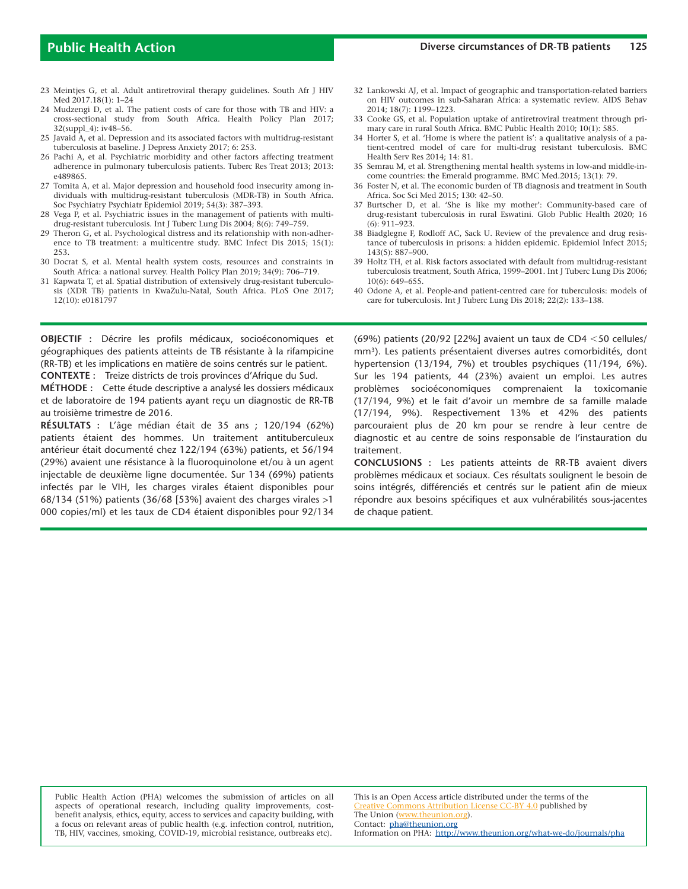23 Meintjes G, et al. Adult antiretroviral therapy guidelines. South Afr J HIV Med 2017.18(1): 1–24
24 Mudzengi D, et al. The patient costs of care for those with TB and HIV: a cross-sectional study from South Africa. Health Policy Plan 2017; 32(suppl_4): iv48–56.
25 Javaid A, et al. Depression and its associated factors with multidrug-resistant tuberculosis at baseline. J Depress Anxiety 2017; 6: 253.
26 Pachi A, et al. Psychiatric morbidity and other factors affecting treatment adherence in pulmonary tuberculosis patients. Tuberc Res Treat 2013; 2013: e489865.
27 Tomita A, et al. Major depression and household food insecurity among individuals with multidrug-resistant tuberculosis (MDR-TB) in South Africa. Soc Psychiatry Psychiatr Epidemiol 2019; 54(3): 387–393.
28 Vega P, et al. Psychiatric issues in the management of patients with multidrug-resistant tuberculosis. Int J Tuberc Lung Dis 2004; 8(6): 749–759.
29 Theron G, et al. Psychological distress and its relationship with non-adherence to TB treatment: a multicentre study. BMC Infect Dis 2015; 15(1): 253.
30 Docrat S, et al. Mental health system costs, resources and constraints in South Africa: a national survey. Health Policy Plan 2019; 34(9): 706–719.
31 Kapwata T, et al. Spatial distribution of extensively drug-resistant tuberculosis (XDR TB) patients in KwaZulu-Natal, South Africa. PLoS One 2017; 12(10): e0181797
32 Lankowski AJ, et al. Impact of geographic and transportation-related barriers on HIV outcomes in sub-Saharan Africa: a systematic review. AIDS Behav 2014; 18(7): 1199–1223.
33 Cooke GS, et al. Population uptake of antiretroviral treatment through primary care in rural South Africa. BMC Public Health 2010; 10(1): 585.
34 Horter S, et al. 'Home is where the patient is': a qualitative analysis of a patient-centred model of care for multi-drug resistant tuberculosis. BMC Health Serv Res 2014; 14: 81.
35 Semrau M, et al. Strengthening mental health systems in low-and middle-income countries: the Emerald programme. BMC Med.2015; 13(1): 79.
36 Foster N, et al. The economic burden of TB diagnosis and treatment in South Africa. Soc Sci Med 2015; 130: 42–50.
37 Burtscher D, et al. 'She is like my mother': Community-based care of drug-resistant tuberculosis in rural Eswatini. Glob Public Health 2020; 16 (6): 911–923.
38 Biadglegne F, Rodloff AC, Sack U. Review of the prevalence and drug resistance of tuberculosis in prisons: a hidden epidemic. Epidemiol Infect 2015; 143(5): 887–900.
39 Holtz TH, et al. Risk factors associated with default from multidrug-resistant tuberculosis treatment, South Africa, 1999–2001. Int J Tuberc Lung Dis 2006; 10(6): 649–655.
40 Odone A, et al. People-and patient-centred care for tuberculosis: models of care for tuberculosis. Int J Tuberc Lung Dis 2018; 22(2): 133–138.

**OBJECTIF :** Décrire les profils médicaux, socioéconomiques et géographiques des patients atteints de TB résistante à la rifampicine (RR-TB) et les implications en matière de soins centrés sur le patient.
**CONTEXTE :** Treize districts de trois provinces d'Afrique du Sud.
**MÉTHODE :** Cette étude descriptive a analysé les dossiers médicaux et de laboratoire de 194 patients ayant reçu un diagnostic de RR-TB au troisième trimestre de 2016.
**RÉSULTATS :** L'âge médian était de 35 ans ; 120/194 (62%) patients étaient des hommes. Un traitement antituberculeux antérieur était documenté chez 122/194 (63%) patients, et 56/194 (29%) avaient une résistance à la fluoroquinolone et/ou à un agent injectable de deuxième ligne documentée. Sur 134 (69%) patients infectés par le VIH, les charges virales étaient disponibles pour 68/134 (51%) patients (36/68 [53%] avaient des charges virales >1 000 copies/ml) et les taux de CD4 étaient disponibles pour 92/134 (69%) patients (20/92 [22%] avaient un taux de CD4 <50 cellules/mm³). Les patients présentaient diverses autres comorbidités, dont hypertension (13/194, 7%) et troubles psychiques (11/194, 6%). Sur les 194 patients, 44 (23%) avaient un emploi. Les autres problèmes socioéconomiques comprenaient la toxicomanie (17/194, 9%) et le fait d'avoir un membre de sa famille malade (17/194, 9%). Respectivement 13% et 42% des patients parcouraient plus de 20 km pour se rendre à leur centre de diagnostic et au centre de soins responsable de l'instauration du traitement.
**CONCLUSIONS :** Les patients atteints de RR-TB avaient divers problèmes médicaux et sociaux. Ces résultats soulignent le besoin de soins intégrés, différenciés et centrés sur le patient afin de mieux répondre aux besoins spécifiques et aux vulnérabilités sous-jacentes de chaque patient.

Public Health Action (PHA) welcomes the submission of articles on all aspects of operational research, including quality improvements, cost-benefit analysis, ethics, equity, access to services and capacity building, with a focus on relevant areas of public health (e.g. infection control, nutrition, TB, HIV, vaccines, smoking, COVID-19, microbial resistance, outbreaks etc).

This is an Open Access article distributed under the terms of the Creative Commons Attribution License CC-BY 4.0 published by The Union (www.theunion.org).
Contact: pha@theunion.org
Information on PHA: http://www.theunion.org/what-we-do/journals/pha